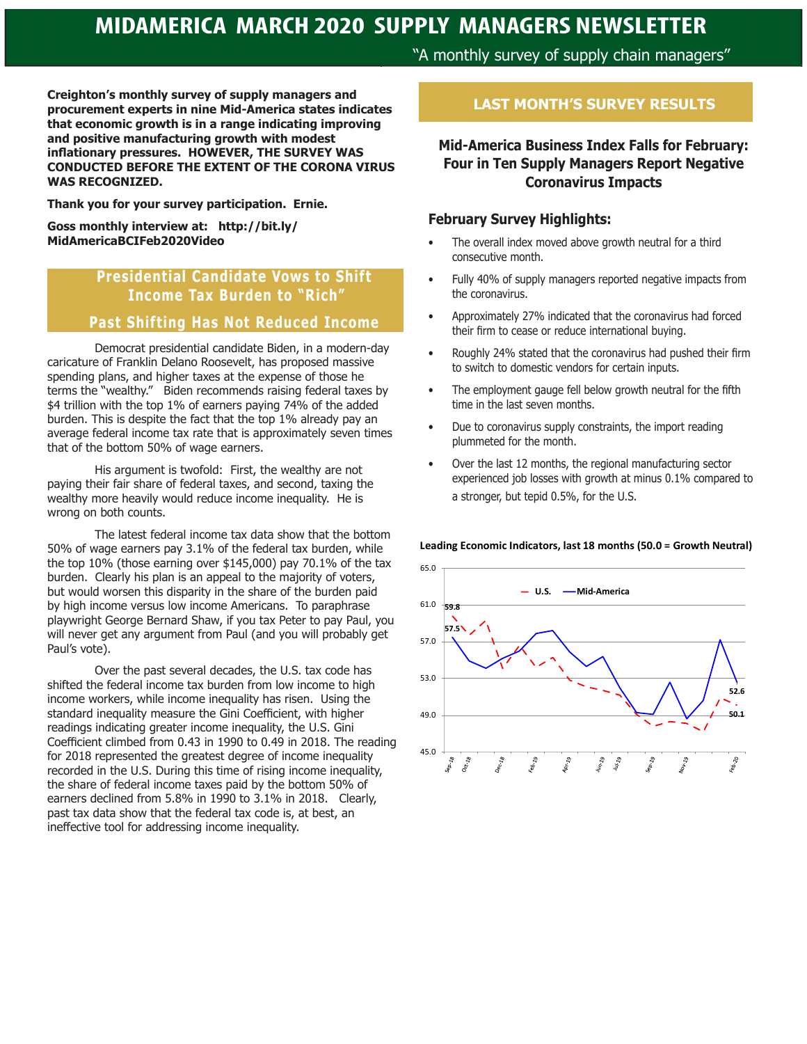# MIDAMERICA MARCH 2020 SUPPLY MANAGERS NEWSLETTER

"A monthly survey of supply chain managers"

**Creighton's monthly survey of supply managers and procurement experts in nine Mid-America states indicates that economic growth is in a range indicating improving and positive manufacturing growth with modest inflationary pressures. HOWEVER, THE SURVEY WAS CONDUCTED BEFORE THE EXTENT OF THE CORONA VIRUS WAS RECOGNIZED.**

**Thank you for your survey participation. Ernie.**

**Goss monthly interview at: http://bit.ly/MidAmericaBCIFeb2020Video**

## Presidential Candidate Vows to Shift Income Tax Burden to "Rich"

## Past Shifting Has Not Reduced Income

Democrat presidential candidate Biden, in a modern-day caricature of Franklin Delano Roosevelt, has proposed massive spending plans, and higher taxes at the expense of those he terms the "wealthy." Biden recommends raising federal taxes by $4 trillion with the top 1% of earners paying 74% of the added burden. This is despite the fact that the top 1% already pay an average federal income tax rate that is approximately seven times that of the bottom 50% of wage earners.

His argument is twofold: First, the wealthy are not paying their fair share of federal taxes, and second, taxing the wealthy more heavily would reduce income inequality. He is wrong on both counts.

The latest federal income tax data show that the bottom 50% of wage earners pay 3.1% of the federal tax burden, while the top 10% (those earning over $145,000) pay 70.1% of the tax burden. Clearly his plan is an appeal to the majority of voters, but would worsen this disparity in the share of the burden paid by high income versus low income Americans. To paraphrase playwright George Bernard Shaw, if you tax Peter to pay Paul, you will never get any argument from Paul (and you will probably get Paul's vote).

Over the past several decades, the U.S. tax code has shifted the federal income tax burden from low income to high income workers, while income inequality has risen. Using the standard inequality measure the Gini Coefficient, with higher readings indicating greater income inequality, the U.S. Gini Coefficient climbed from 0.43 in 1990 to 0.49 in 2018. The reading for 2018 represented the greatest degree of income inequality recorded in the U.S. During this time of rising income inequality, the share of federal income taxes paid by the bottom 50% of earners declined from 5.8% in 1990 to 3.1% in 2018. Clearly, past tax data show that the federal tax code is, at best, an ineffective tool for addressing income inequality.

## LAST MONTH'S SURVEY RESULTS

### Mid-America Business Index Falls for February: Four in Ten Supply Managers Report Negative Coronavirus Impacts

### February Survey Highlights:

- The overall index moved above growth neutral for a third consecutive month.
- Fully 40% of supply managers reported negative impacts from the coronavirus.
- Approximately 27% indicated that the coronavirus had forced their firm to cease or reduce international buying.
- Roughly 24% stated that the coronavirus had pushed their firm to switch to domestic vendors for certain inputs.
- The employment gauge fell below growth neutral for the fifth time in the last seven months.
- Due to coronavirus supply constraints, the import reading plummeted for the month.
- Over the last 12 months, the regional manufacturing sector experienced job losses with growth at minus 0.1% compared to a stronger, but tepid 0.5%, for the U.S.

**Leading Economic Indicators, last 18 months (50.0 = Growth Neutral)**

Chart legend: U.S. (dashed), Mid-America (solid). Y-axis: 45.0 to 65.0. X-axis: Sep-18, Oct-18, Dec-18, Feb-19, Apr-19, Jun-19, Jul-19, Sep-19, Nov-19, Feb-20. Labeled values: 59.8 and 57.5 (Sep-18); 52.6 and 50.1 (Feb-20).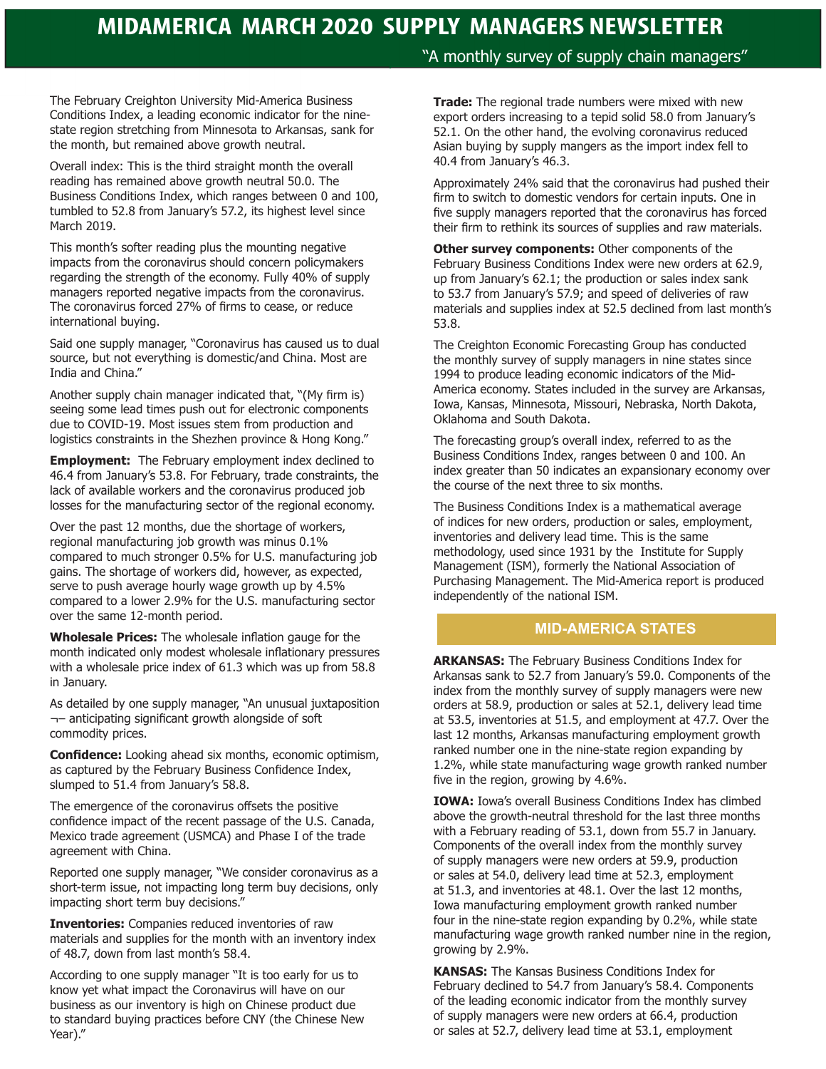# MIDAMERICA MARCH 2020 SUPPLY MANAGERS NEWSLETTER

"A monthly survey of supply chain managers"

The February Creighton University Mid-America Business Conditions Index, a leading economic indicator for the nine-state region stretching from Minnesota to Arkansas, sank for the month, but remained above growth neutral.

Overall index: This is the third straight month the overall reading has remained above growth neutral 50.0. The Business Conditions Index, which ranges between 0 and 100, tumbled to 52.8 from January's 57.2, its highest level since March 2019.

This month's softer reading plus the mounting negative impacts from the coronavirus should concern policymakers regarding the strength of the economy. Fully 40% of supply managers reported negative impacts from the coronavirus. The coronavirus forced 27% of firms to cease, or reduce international buying.

Said one supply manager, "Coronavirus has caused us to dual source, but not everything is domestic/and China. Most are India and China."

Another supply chain manager indicated that, "(My firm is) seeing some lead times push out for electronic components due to COVID-19. Most issues stem from production and logistics constraints in the Shezhen province & Hong Kong."

**Employment:** The February employment index declined to 46.4 from January's 53.8. For February, trade constraints, the lack of available workers and the coronavirus produced job losses for the manufacturing sector of the regional economy.

Over the past 12 months, due the shortage of workers, regional manufacturing job growth was minus 0.1% compared to much stronger 0.5% for U.S. manufacturing job gains. The shortage of workers did, however, as expected, serve to push average hourly wage growth up by 4.5% compared to a lower 2.9% for the U.S. manufacturing sector over the same 12-month period.

**Wholesale Prices:** The wholesale inflation gauge for the month indicated only modest wholesale inflationary pressures with a wholesale price index of 61.3 which was up from 58.8 in January.

As detailed by one supply manager, "An unusual juxtaposition ¬– anticipating significant growth alongside of soft commodity prices.

**Confidence:** Looking ahead six months, economic optimism, as captured by the February Business Confidence Index, slumped to 51.4 from January's 58.8.

The emergence of the coronavirus offsets the positive confidence impact of the recent passage of the U.S. Canada, Mexico trade agreement (USMCA) and Phase I of the trade agreement with China.

Reported one supply manager, "We consider coronavirus as a short-term issue, not impacting long term buy decisions, only impacting short term buy decisions."

**Inventories:** Companies reduced inventories of raw materials and supplies for the month with an inventory index of 48.7, down from last month's 58.4.

According to one supply manager "It is too early for us to know yet what impact the Coronavirus will have on our business as our inventory is high on Chinese product due to standard buying practices before CNY (the Chinese New Year)."

**Trade:** The regional trade numbers were mixed with new export orders increasing to a tepid solid 58.0 from January's 52.1. On the other hand, the evolving coronavirus reduced Asian buying by supply mangers as the import index fell to 40.4 from January's 46.3.

Approximately 24% said that the coronavirus had pushed their firm to switch to domestic vendors for certain inputs. One in five supply managers reported that the coronavirus has forced their firm to rethink its sources of supplies and raw materials.

**Other survey components:** Other components of the February Business Conditions Index were new orders at 62.9, up from January's 62.1; the production or sales index sank to 53.7 from January's 57.9; and speed of deliveries of raw materials and supplies index at 52.5 declined from last month's 53.8.

The Creighton Economic Forecasting Group has conducted the monthly survey of supply managers in nine states since 1994 to produce leading economic indicators of the Mid-America economy. States included in the survey are Arkansas, Iowa, Kansas, Minnesota, Missouri, Nebraska, North Dakota, Oklahoma and South Dakota.

The forecasting group's overall index, referred to as the Business Conditions Index, ranges between 0 and 100. An index greater than 50 indicates an expansionary economy over the course of the next three to six months.

The Business Conditions Index is a mathematical average of indices for new orders, production or sales, employment, inventories and delivery lead time. This is the same methodology, used since 1931 by the Institute for Supply Management (ISM), formerly the National Association of Purchasing Management. The Mid-America report is produced independently of the national ISM.

## MID-AMERICA STATES

**ARKANSAS:** The February Business Conditions Index for Arkansas sank to 52.7 from January's 59.0. Components of the index from the monthly survey of supply managers were new orders at 58.9, production or sales at 52.1, delivery lead time at 53.5, inventories at 51.5, and employment at 47.7. Over the last 12 months, Arkansas manufacturing employment growth ranked number one in the nine-state region expanding by 1.2%, while state manufacturing wage growth ranked number five in the region, growing by 4.6%.

**IOWA:** Iowa's overall Business Conditions Index has climbed above the growth-neutral threshold for the last three months with a February reading of 53.1, down from 55.7 in January. Components of the overall index from the monthly survey of supply managers were new orders at 59.9, production or sales at 54.0, delivery lead time at 52.3, employment at 51.3, and inventories at 48.1. Over the last 12 months, Iowa manufacturing employment growth ranked number four in the nine-state region expanding by 0.2%, while state manufacturing wage growth ranked number nine in the region, growing by 2.9%.

**KANSAS:** The Kansas Business Conditions Index for February declined to 54.7 from January's 58.4. Components of the leading economic indicator from the monthly survey of supply managers were new orders at 66.4, production or sales at 52.7, delivery lead time at 53.1, employment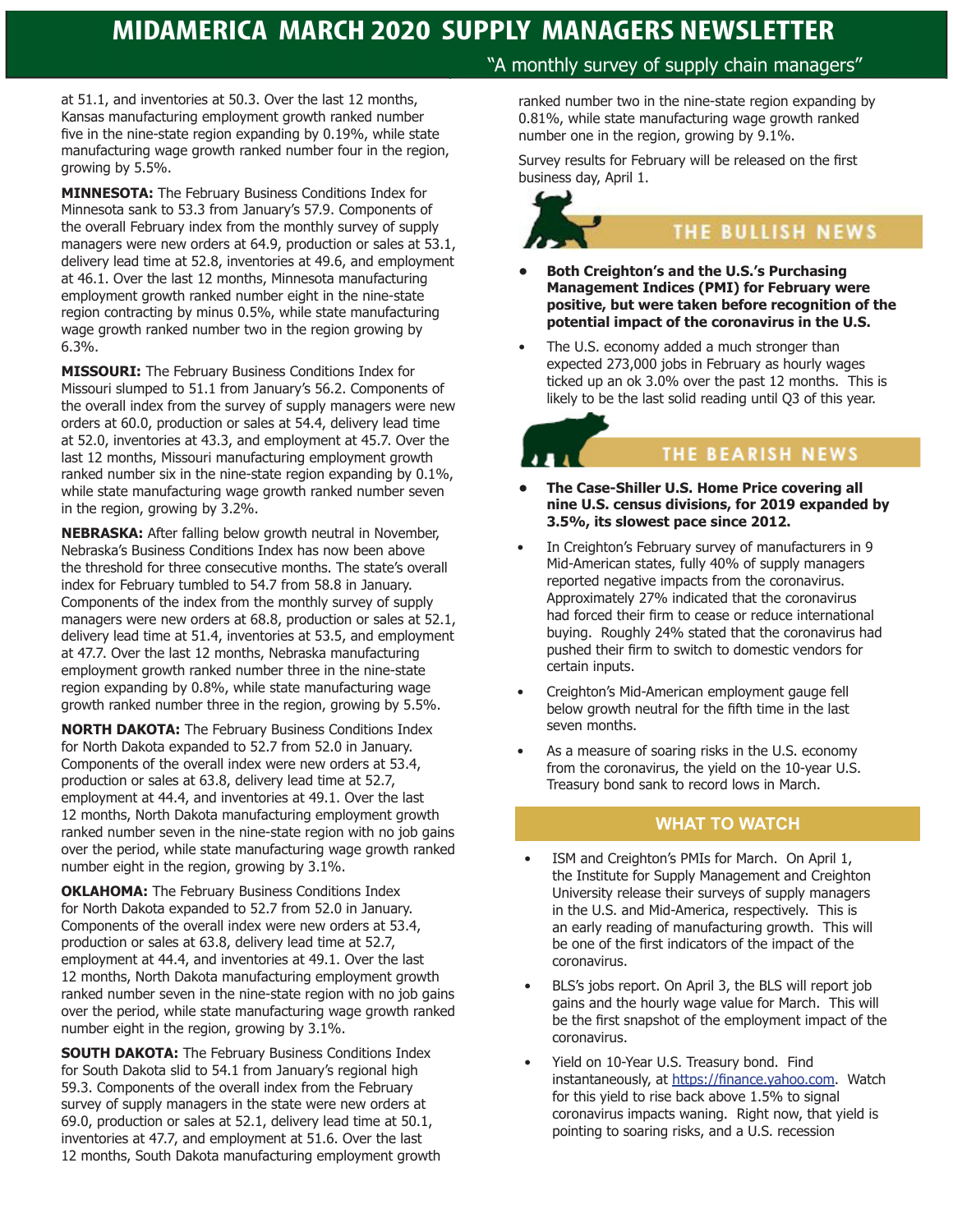at 51.1, and inventories at 50.3. Over the last 12 months, Kansas manufacturing employment growth ranked number five in the nine-state region expanding by 0.19%, while state manufacturing wage growth ranked number four in the region, growing by 5.5%.

**MINNESOTA:** The February Business Conditions Index for Minnesota sank to 53.3 from January's 57.9. Components of the overall February index from the monthly survey of supply managers were new orders at 64.9, production or sales at 53.1, delivery lead time at 52.8, inventories at 49.6, and employment at 46.1. Over the last 12 months, Minnesota manufacturing employment growth ranked number eight in the nine-state region contracting by minus 0.5%, while state manufacturing wage growth ranked number two in the region growing by 6.3%.

**MISSOURI:** The February Business Conditions Index for Missouri slumped to 51.1 from January's 56.2. Components of the overall index from the survey of supply managers were new orders at 60.0, production or sales at 54.4, delivery lead time at 52.0, inventories at 43.3, and employment at 45.7. Over the last 12 months, Missouri manufacturing employment growth ranked number six in the nine-state region expanding by 0.1%, while state manufacturing wage growth ranked number seven in the region, growing by 3.2%.

**NEBRASKA:** After falling below growth neutral in November, Nebraska's Business Conditions Index has now been above the threshold for three consecutive months. The state's overall index for February tumbled to 54.7 from 58.8 in January. Components of the index from the monthly survey of supply managers were new orders at 68.8, production or sales at 52.1, delivery lead time at 51.4, inventories at 53.5, and employment at 47.7. Over the last 12 months, Nebraska manufacturing employment growth ranked number three in the nine-state region expanding by 0.8%, while state manufacturing wage growth ranked number three in the region, growing by 5.5%.

**NORTH DAKOTA:** The February Business Conditions Index for North Dakota expanded to 52.7 from 52.0 in January. Components of the overall index were new orders at 53.4, production or sales at 63.8, delivery lead time at 52.7, employment at 44.4, and inventories at 49.1. Over the last 12 months, North Dakota manufacturing employment growth ranked number seven in the nine-state region with no job gains over the period, while state manufacturing wage growth ranked number eight in the region, growing by 3.1%.

**OKLAHOMA:** The February Business Conditions Index for North Dakota expanded to 52.7 from 52.0 in January. Components of the overall index were new orders at 53.4, production or sales at 63.8, delivery lead time at 52.7, employment at 44.4, and inventories at 49.1. Over the last 12 months, North Dakota manufacturing employment growth ranked number seven in the nine-state region with no job gains over the period, while state manufacturing wage growth ranked number eight in the region, growing by 3.1%.

**SOUTH DAKOTA:** The February Business Conditions Index for South Dakota slid to 54.1 from January's regional high 59.3. Components of the overall index from the February survey of supply managers in the state were new orders at 69.0, production or sales at 52.1, delivery lead time at 50.1, inventories at 47.7, and employment at 51.6. Over the last 12 months, South Dakota manufacturing employment growth ranked number two in the nine-state region expanding by 0.81%, while state manufacturing wage growth ranked number one in the region, growing by 9.1%.

Survey results for February will be released on the first business day, April 1.

## THE BULLISH NEWS

- **Both Creighton's and the U.S.'s Purchasing Management Indices (PMI) for February were positive, but were taken before recognition of the potential impact of the coronavirus in the U.S.**
- The U.S. economy added a much stronger than expected 273,000 jobs in February as hourly wages ticked up an ok 3.0% over the past 12 months. This is likely to be the last solid reading until Q3 of this year.

## THE BEARISH NEWS

- **The Case-Shiller U.S. Home Price covering all nine U.S. census divisions, for 2019 expanded by 3.5%, its slowest pace since 2012.**
- In Creighton's February survey of manufacturers in 9 Mid-American states, fully 40% of supply managers reported negative impacts from the coronavirus. Approximately 27% indicated that the coronavirus had forced their firm to cease or reduce international buying. Roughly 24% stated that the coronavirus had pushed their firm to switch to domestic vendors for certain inputs.
- Creighton's Mid-American employment gauge fell below growth neutral for the fifth time in the last seven months.
- As a measure of soaring risks in the U.S. economy from the coronavirus, the yield on the 10-year U.S. Treasury bond sank to record lows in March.

## WHAT TO WATCH

- ISM and Creighton's PMIs for March. On April 1, the Institute for Supply Management and Creighton University release their surveys of supply managers in the U.S. and Mid-America, respectively. This is an early reading of manufacturing growth. This will be one of the first indicators of the impact of the coronavirus.
- BLS's jobs report. On April 3, the BLS will report job gains and the hourly wage value for March. This will be the first snapshot of the employment impact of the coronavirus.
- Yield on 10-Year U.S. Treasury bond. Find instantaneously, at https://finance.yahoo.com. Watch for this yield to rise back above 1.5% to signal coronavirus impacts waning. Right now, that yield is pointing to soaring risks, and a U.S. recession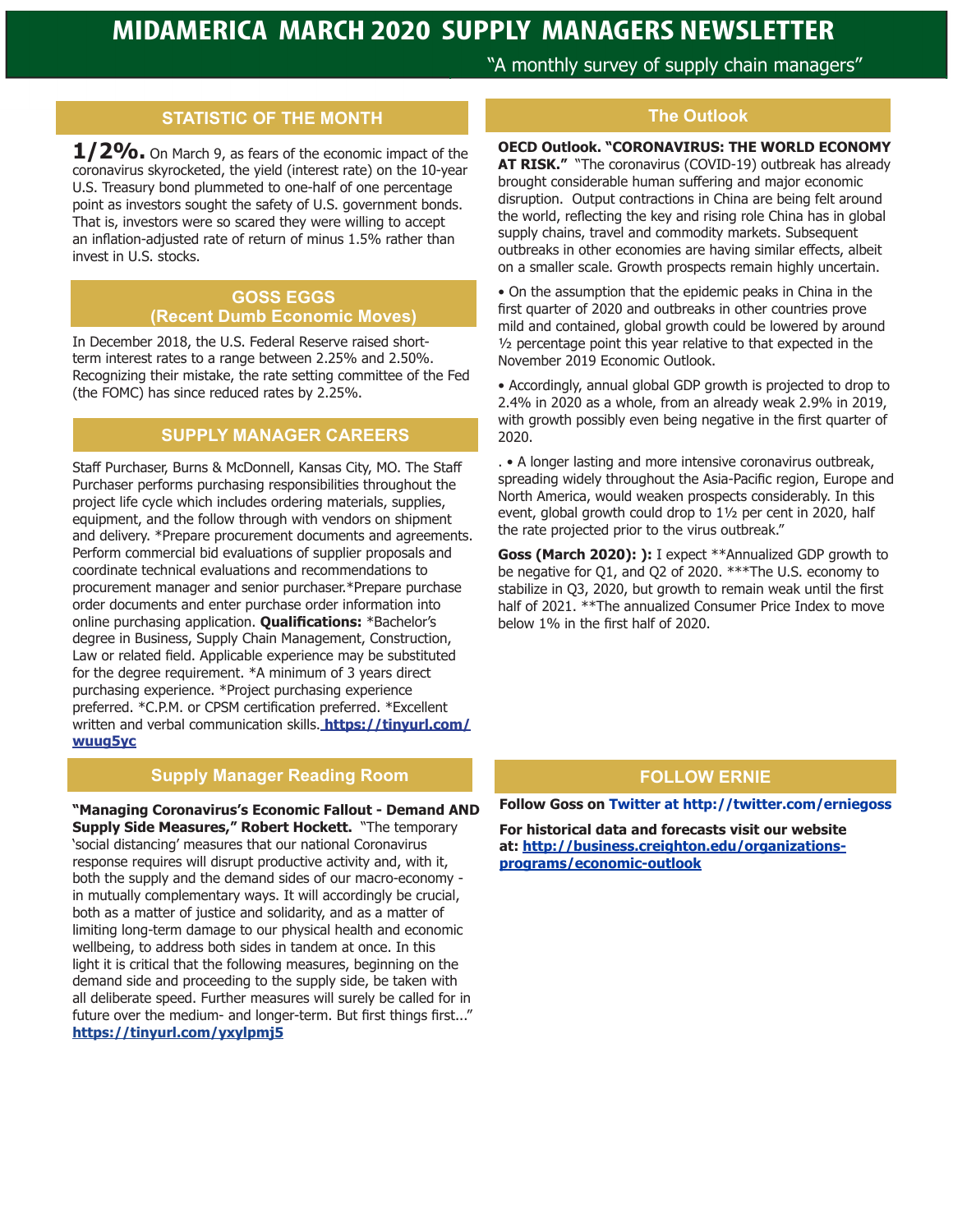# MIDAMERICA MARCH 2020 SUPPLY MANAGERS NEWSLETTER

"A monthly survey of supply chain managers"

## STATISTIC OF THE MONTH

**1/2%.** On March 9, as fears of the economic impact of the coronavirus skyrocketed, the yield (interest rate) on the 10-year U.S. Treasury bond plummeted to one-half of one percentage point as investors sought the safety of U.S. government bonds. That is, investors were so scared they were willing to accept an inflation-adjusted rate of return of minus 1.5% rather than invest in U.S. stocks.

## GOSS EGGS (Recent Dumb Economic Moves)

In December 2018, the U.S. Federal Reserve raised short-term interest rates to a range between 2.25% and 2.50%. Recognizing their mistake, the rate setting committee of the Fed (the FOMC) has since reduced rates by 2.25%.

## SUPPLY MANAGER CAREERS

Staff Purchaser, Burns & McDonnell, Kansas City, MO. The Staff Purchaser performs purchasing responsibilities throughout the project life cycle which includes ordering materials, supplies, equipment, and the follow through with vendors on shipment and delivery. *Prepare procurement documents and agreements. Perform commercial bid evaluations of supplier proposals and coordinate technical evaluations and recommendations to procurement manager and senior purchaser.*Prepare purchase order documents and enter purchase order information into online purchasing application. **Qualifications:** *Bachelor's degree in Business, Supply Chain Management, Construction, Law or related field. Applicable experience may be substituted for the degree requirement. *A minimum of 3 years direct purchasing experience. *Project purchasing experience preferred. *C.P.M. or CPSM certification preferred. *Excellent written and verbal communication skills. **https://tinyurl.com/wuug5yc**

## Supply Manager Reading Room

**"Managing Coronavirus's Economic Fallout - Demand AND Supply Side Measures," Robert Hockett.** "The temporary 'social distancing' measures that our national Coronavirus response requires will disrupt productive activity and, with it, both the supply and the demand sides of our macro-economy - in mutually complementary ways. It will accordingly be crucial, both as a matter of justice and solidarity, and as a matter of limiting long-term damage to our physical health and economic wellbeing, to address both sides in tandem at once. In this light it is critical that the following measures, beginning on the demand side and proceeding to the supply side, be taken with all deliberate speed. Further measures will surely be called for in future over the medium- and longer-term. But first things first..." **https://tinyurl.com/yxylpmj5**

## The Outlook

**OECD Outlook. "CORONAVIRUS: THE WORLD ECONOMY AT RISK."** "The coronavirus (COVID-19) outbreak has already brought considerable human suffering and major economic disruption. Output contractions in China are being felt around the world, reflecting the key and rising role China has in global supply chains, travel and commodity markets. Subsequent outbreaks in other economies are having similar effects, albeit on a smaller scale. Growth prospects remain highly uncertain.

- On the assumption that the epidemic peaks in China in the first quarter of 2020 and outbreaks in other countries prove mild and contained, global growth could be lowered by around ½ percentage point this year relative to that expected in the November 2019 Economic Outlook.
- Accordingly, annual global GDP growth is projected to drop to 2.4% in 2020 as a whole, from an already weak 2.9% in 2019, with growth possibly even being negative in the first quarter of 2020.
- A longer lasting and more intensive coronavirus outbreak, spreading widely throughout the Asia-Pacific region, Europe and North America, would weaken prospects considerably. In this event, global growth could drop to 1½ per cent in 2020, half the rate projected prior to the virus outbreak."

**Goss (March 2020): ):** I expect **Annualized GDP growth to be negative for Q1, and Q2 of 2020. ***The U.S. economy to stabilize in Q3, 2020, but growth to remain weak until the first half of 2021. **The annualized Consumer Price Index to move below 1% in the first half of 2020.

## FOLLOW ERNIE

**Follow Goss on Twitter at http://twitter.com/erniegoss**

**For historical data and forecasts visit our website at: http://business.creighton.edu/organizations-programs/economic-outlook**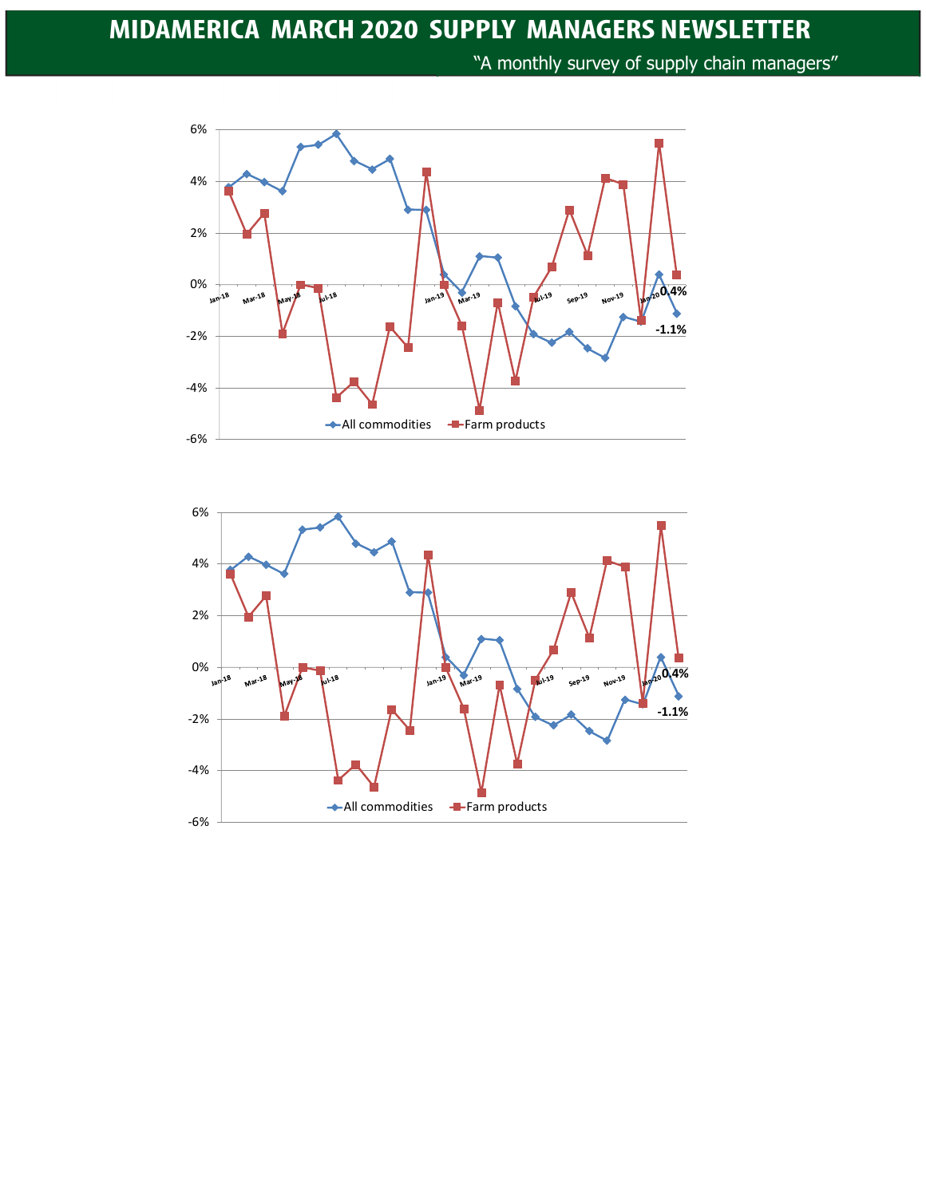# MIDAMERICA MARCH 2020 SUPPLY MANAGERS NEWSLETTER

"A monthly survey of supply chain managers"

6%
4%
2%
0%
-2%
-4%
-6%

Jan-18 Mar-18 May-18 Jul-18 Jan-19 Mar-19 Jul-19 Sep-19 Nov-19 Jan-20

0.4%
-1.1%

All commodities
Farm products

6%
4%
2%
0%
-2%
-4%
-6%

Jan-18 Mar-18 May-18 Jul-18 Jan-19 Mar-19 Jul-19 Sep-19 Nov-19 Jan-20

0.4%
-1.1%

All commodities
Farm products